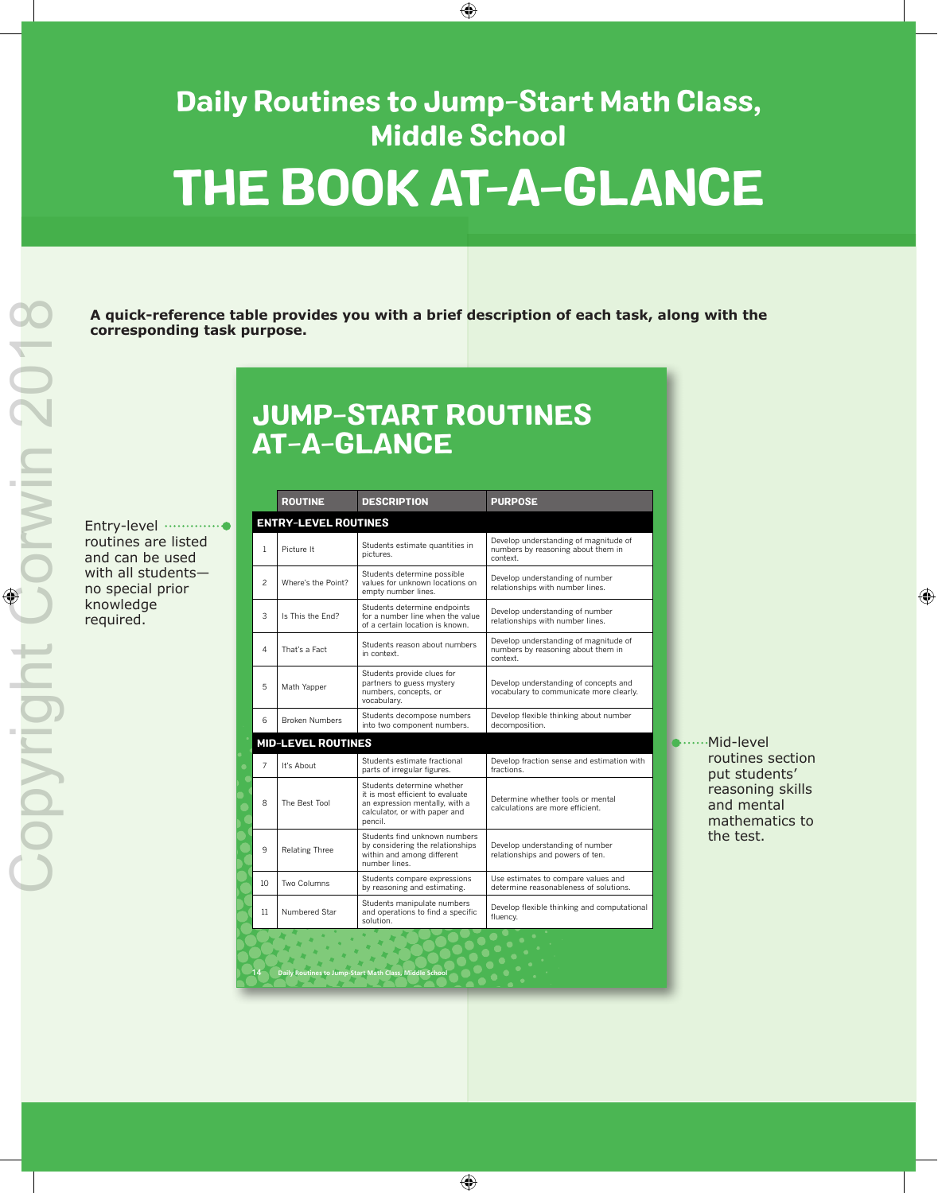# Daily Routines to Jump-Start Math Class, Middle School

# THE BOOK AT-A-GLANCE

**A quick-reference table provides you with a brief description of each task, along with the corresponding task purpose.**

## JUMP-START ROUTINES AT-A-GLANCE

Entry-level routines are listed and can be used with all students—no special prior knowledge required.

| | ROUTINE | DESCRIPTION | PURPOSE |
|---|---|---|---|
| **ENTRY-LEVEL ROUTINES** | | | |
| 1 | Picture It | Students estimate quantities in pictures. | Develop understanding of magnitude of numbers by reasoning about them in context. |
| 2 | Where's the Point? | Students determine possible values for unknown locations on empty number lines. | Develop understanding of number relationships with number lines. |
| 3 | Is This the End? | Students determine endpoints for a number line when the value of a certain location is known. | Develop understanding of number relationships with number lines. |
| 4 | That's a Fact | Students reason about numbers in context. | Develop understanding of magnitude of numbers by reasoning about them in context. |
| 5 | Math Yapper | Students provide clues for partners to guess mystery numbers, concepts, or vocabulary. | Develop understanding of concepts and vocabulary to communicate more clearly. |
| 6 | Broken Numbers | Students decompose numbers into two component numbers. | Develop flexible thinking about number decomposition. |
| **MID-LEVEL ROUTINES** | | | |
| 7 | It's About | Students estimate fractional parts of irregular figures. | Develop fraction sense and estimation with fractions. |
| 8 | The Best Tool | Students determine whether it is most efficient to evaluate an expression mentally, with a calculator, or with paper and pencil. | Determine whether tools or mental calculations are more efficient. |
| 9 | Relating Three | Students find unknown numbers by considering the relationships within and among different number lines. | Develop understanding of number relationships and powers of ten. |
| 10 | Two Columns | Students compare expressions by reasoning and estimating. | Use estimates to compare values and determine reasonableness of solutions. |
| 11 | Numbered Star | Students manipulate numbers and operations to find a specific solution. | Develop flexible thinking and computational fluency. |

Mid-level routines section put students' reasoning skills and mental mathematics to the test.

Copyright Corwin 2018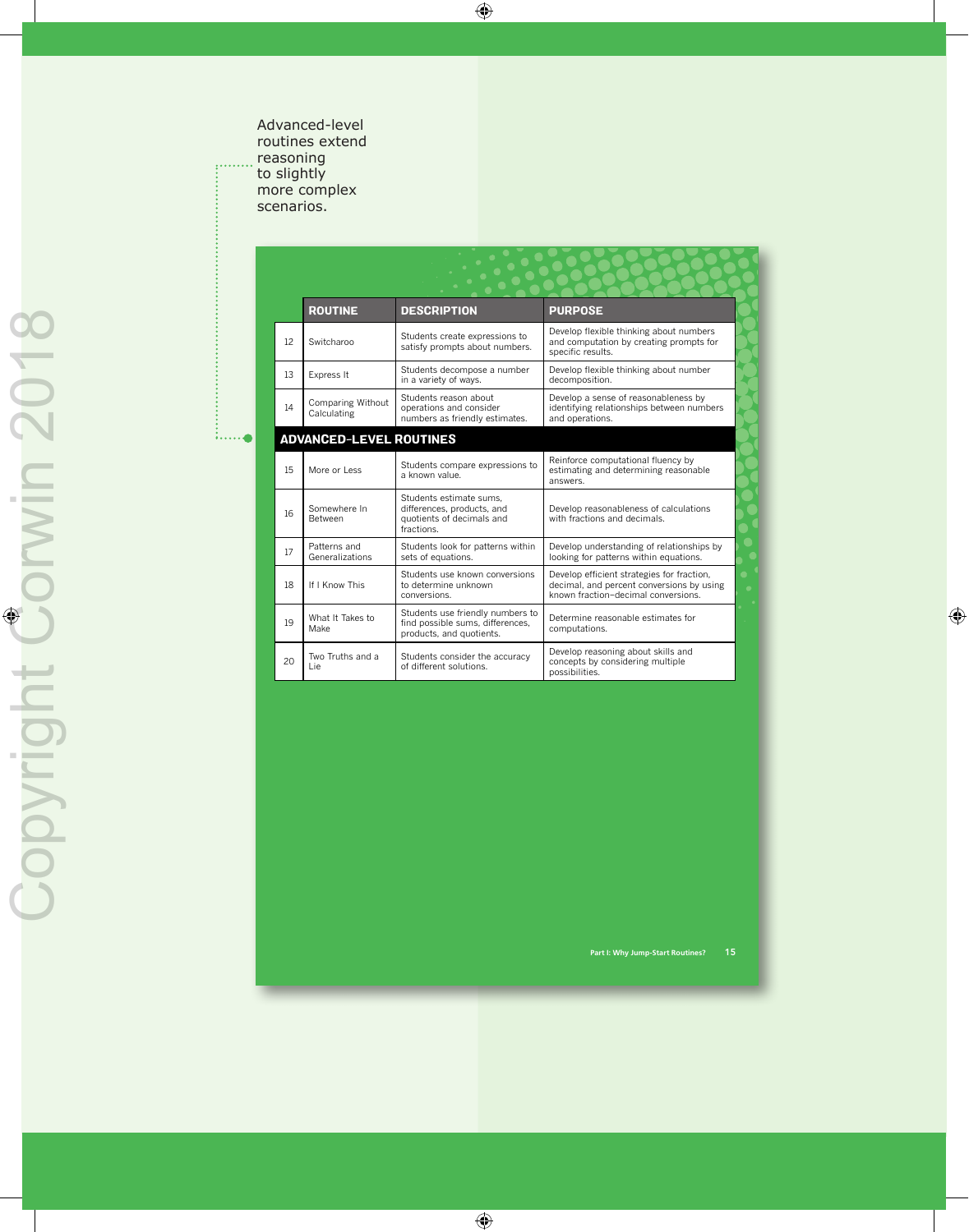Advanced-level routines extend reasoning to slightly more complex scenarios.

| | ROUTINE | DESCRIPTION | PURPOSE |
|---|---|---|---|
| 12 | Switcharoo | Students create expressions to satisfy prompts about numbers. | Develop flexible thinking about numbers and computation by creating prompts for specific results. |
| 13 | Express It | Students decompose a number in a variety of ways. | Develop flexible thinking about number decomposition. |
| 14 | Comparing Without Calculating | Students reason about operations and consider numbers as friendly estimates. | Develop a sense of reasonableness by identifying relationships between numbers and operations. |
| **ADVANCED-LEVEL ROUTINES** | | | |
| 15 | More or Less | Students compare expressions to a known value. | Reinforce computational fluency by estimating and determining reasonable answers. |
| 16 | Somewhere In Between | Students estimate sums, differences, products, and quotients of decimals and fractions. | Develop reasonableness of calculations with fractions and decimals. |
| 17 | Patterns and Generalizations | Students look for patterns within sets of equations. | Develop understanding of relationships by looking for patterns within equations. |
| 18 | If I Know This | Students use known conversions to determine unknown conversions. | Develop efficient strategies for fraction, decimal, and percent conversions by using known fraction–decimal conversions. |
| 19 | What It Takes to Make | Students use friendly numbers to find possible sums, differences, products, and quotients. | Determine reasonable estimates for computations. |
| 20 | Two Truths and a Lie | Students consider the accuracy of different solutions. | Develop reasoning about skills and concepts by considering multiple possibilities. |